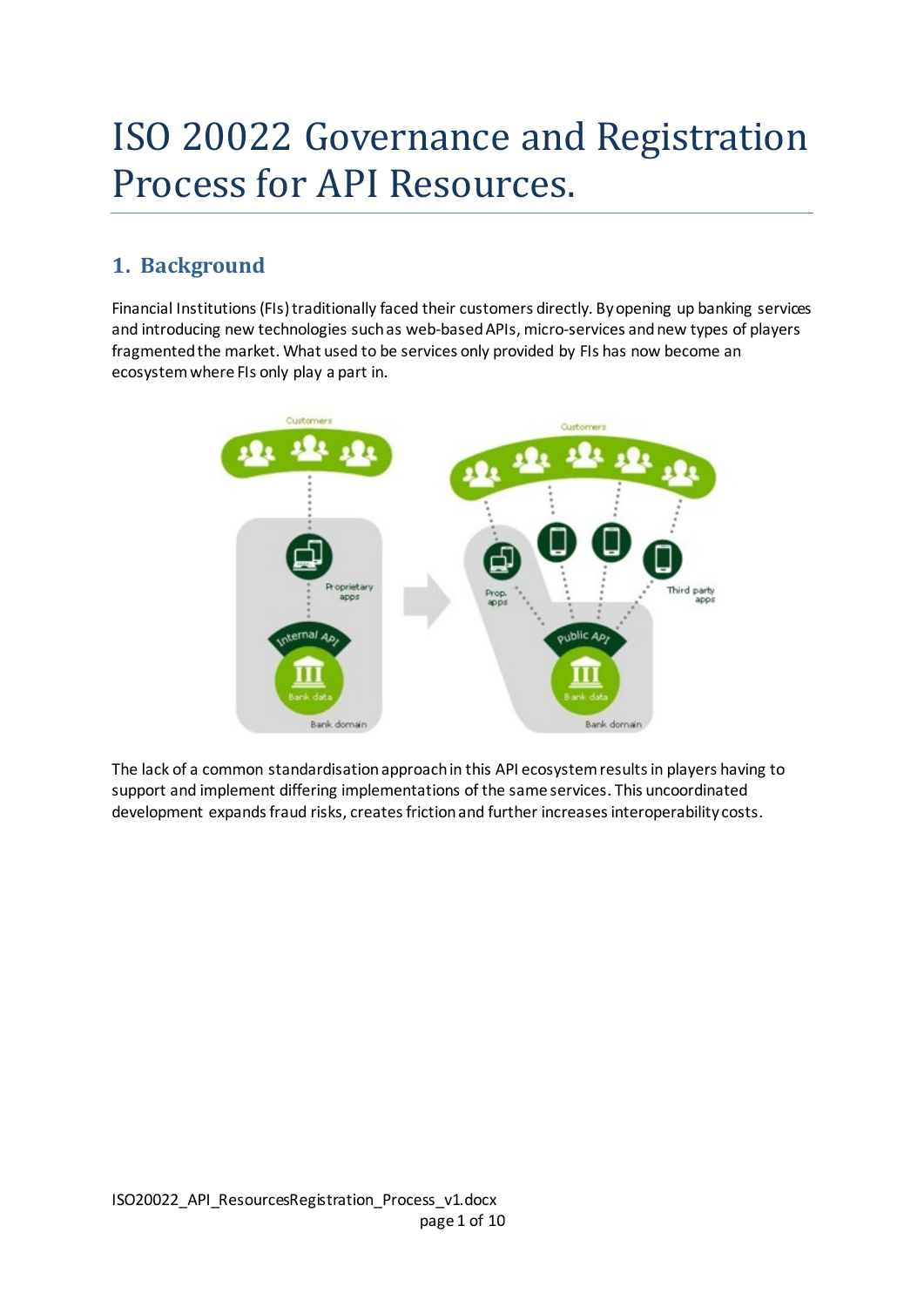# ISO 20022 Governance and Registration Process for API Resources.

## 1. Background

Financial Institutions (FIs) traditionally faced their customers directly. By opening up banking services and introducing new technologies such as web-based APIs, micro-services and new types of players fragmented the market. What used to be services only provided by FIs has now become an ecosystem where FIs only play a part in.

The lack of a common standardisation approach in this API ecosystem results in players having to support and implement differing implementations of the same services. This uncoordinated development expands fraud risks, creates friction and further increases interoperability costs.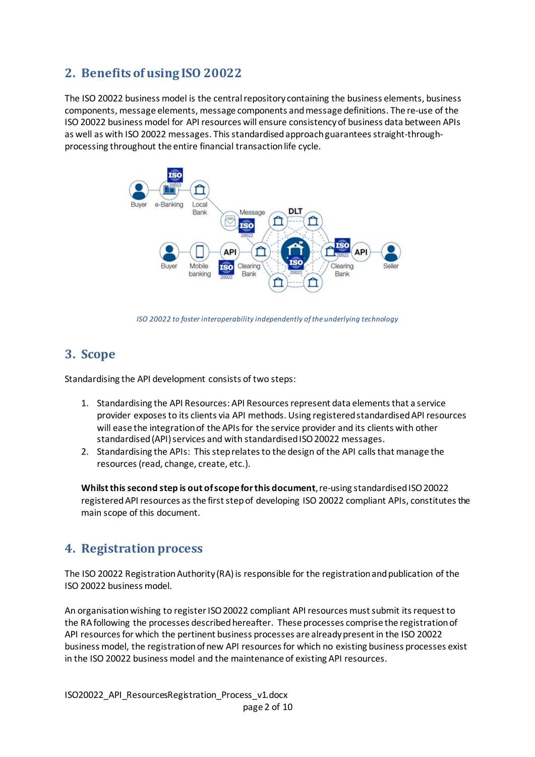## 2. Benefits of using ISO 20022

The ISO 20022 business model is the central repository containing the business elements, business components, message elements, message components and message definitions. The re-use of the ISO 20022 business model for API resources will ensure consistency of business data between APIs as well as with ISO 20022 messages. This standardised approach guarantees straight-through-processing throughout the entire financial transaction life cycle.

*ISO 20022 to foster interoperability independently of the underlying technology*

## 3. Scope

Standardising the API development consists of two steps:

1. Standardising the API Resources: API Resources represent data elements that a service provider exposes to its clients via API methods. Using registered standardised API resources will ease the integration of the APIs for the service provider and its clients with other standardised (API) services and with standardised ISO 20022 messages.
2. Standardising the APIs: This step relates to the design of the API calls that manage the resources (read, change, create, etc.).

**Whilst this second step is out of scope for this document**, re-using standardised ISO 20022 registered API resources as the first step of developing ISO 20022 compliant APIs, constitutes the main scope of this document.

## 4. Registration process

The ISO 20022 Registration Authority (RA) is responsible for the registration and publication of the ISO 20022 business model.

An organisation wishing to register ISO 20022 compliant API resources must submit its request to the RA following the processes described hereafter. These processes comprise the registration of API resources for which the pertinent business processes are already present in the ISO 20022 business model, the registration of new API resources for which no existing business processes exist in the ISO 20022 business model and the maintenance of existing API resources.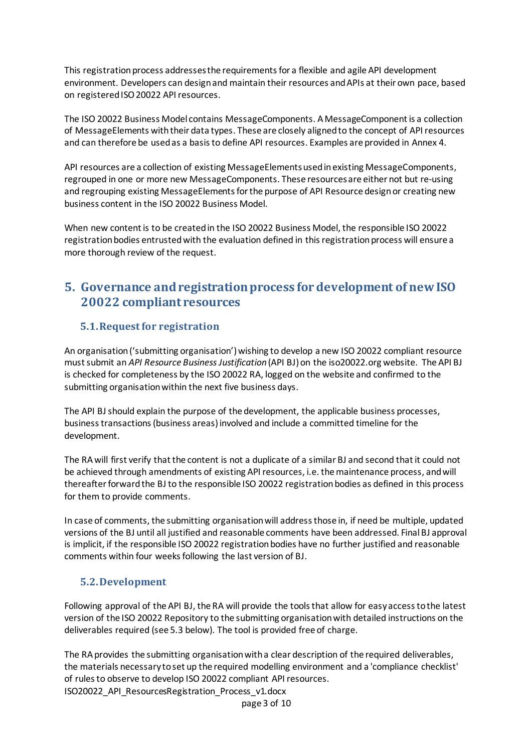This registration process addresses the requirements for a flexible and agile API development environment. Developers can design and maintain their resources and APIs at their own pace, based on registered ISO 20022 API resources.

The ISO 20022 Business Model contains MessageComponents. A MessageComponent is a collection of MessageElements with their data types. These are closely aligned to the concept of API resources and can therefore be used as a basis to define API resources. Examples are provided in Annex 4.

API resources are a collection of existing MessageElements used in existing MessageComponents, regrouped in one or more new MessageComponents. These resources are either not but re-using and regrouping existing MessageElements for the purpose of API Resource design or creating new business content in the ISO 20022 Business Model.

When new content is to be created in the ISO 20022 Business Model, the responsible ISO 20022 registration bodies entrusted with the evaluation defined in this registration process will ensure a more thorough review of the request.

# 5. Governance and registration process for development of new ISO 20022 compliant resources

## 5.1. Request for registration

An organisation ('submitting organisation') wishing to develop a new ISO 20022 compliant resource must submit an *API Resource Business Justification* (API BJ) on the iso20022.org website. The API BJ is checked for completeness by the ISO 20022 RA, logged on the website and confirmed to the submitting organisation within the next five business days.

The API BJ should explain the purpose of the development, the applicable business processes, business transactions (business areas) involved and include a committed timeline for the development.

The RA will first verify that the content is not a duplicate of a similar BJ and second that it could not be achieved through amendments of existing API resources, i.e. the maintenance process, and will thereafter forward the BJ to the responsible ISO 20022 registration bodies as defined in this process for them to provide comments.

In case of comments, the submitting organisation will address those in, if need be multiple, updated versions of the BJ until all justified and reasonable comments have been addressed. Final BJ approval is implicit, if the responsible ISO 20022 registration bodies have no further justified and reasonable comments within four weeks following the last version of BJ.

## 5.2. Development

Following approval of the API BJ, the RA will provide the tools that allow for easy access to the latest version of the ISO 20022 Repository to the submitting organisation with detailed instructions on the deliverables required (see 5.3 below). The tool is provided free of charge.

The RA provides the submitting organisation with a clear description of the required deliverables, the materials necessary to set up the required modelling environment and a 'compliance checklist' of rules to observe to develop ISO 20022 compliant API resources.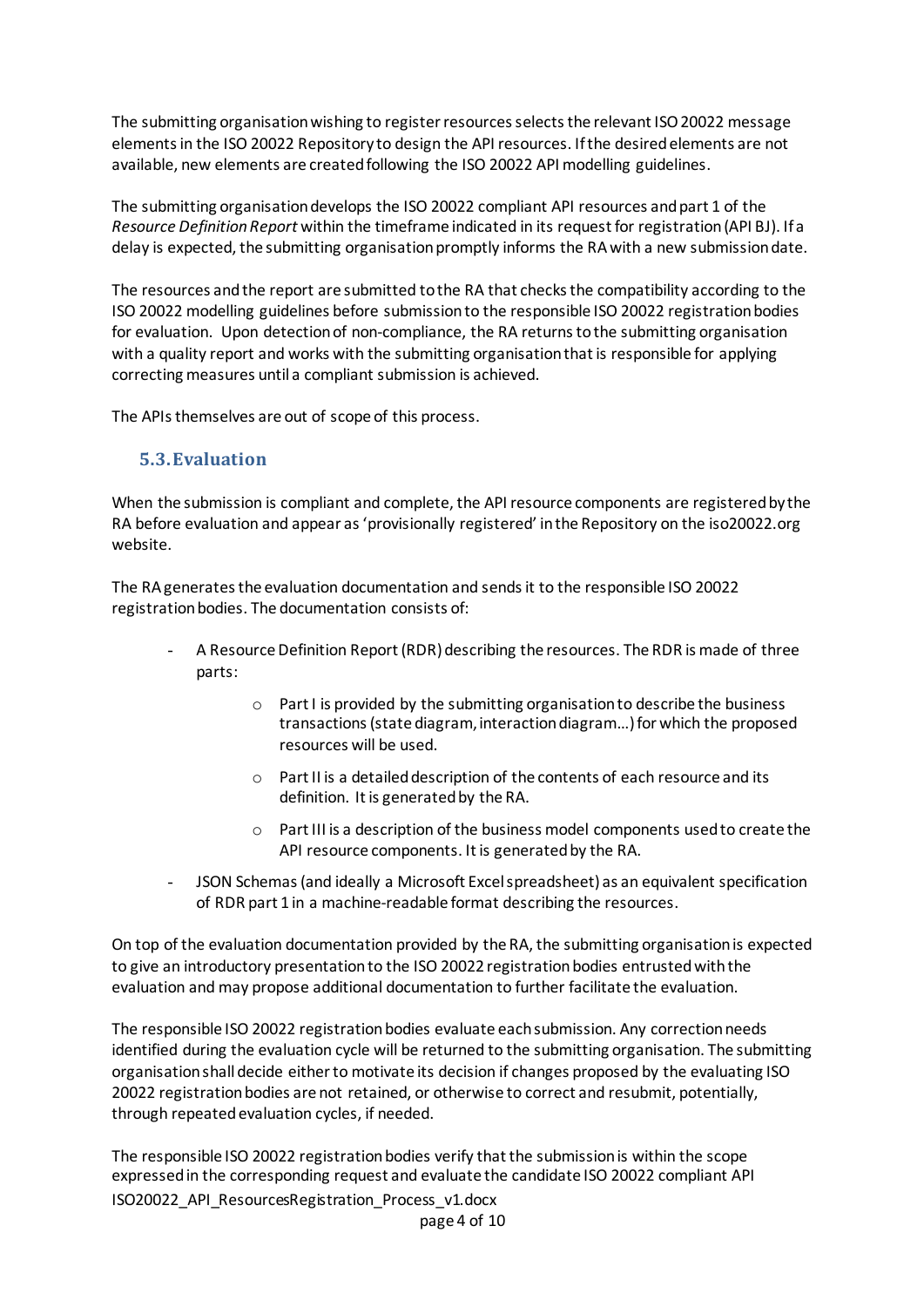The submitting organisation wishing to register resources selects the relevant ISO 20022 message elements in the ISO 20022 Repository to design the API resources. If the desired elements are not available, new elements are created following the ISO 20022 API modelling guidelines.

The submitting organisation develops the ISO 20022 compliant API resources and part 1 of the *Resource Definition Report* within the timeframe indicated in its request for registration (API BJ). If a delay is expected, the submitting organisation promptly informs the RA with a new submission date.

The resources and the report are submitted to the RA that checks the compatibility according to the ISO 20022 modelling guidelines before submission to the responsible ISO 20022 registration bodies for evaluation. Upon detection of non-compliance, the RA returns to the submitting organisation with a quality report and works with the submitting organisation that is responsible for applying correcting measures until a compliant submission is achieved.

The APIs themselves are out of scope of this process.

## 5.3. Evaluation

When the submission is compliant and complete, the API resource components are registered by the RA before evaluation and appear as 'provisionally registered' in the Repository on the iso20022.org website.

The RA generates the evaluation documentation and sends it to the responsible ISO 20022 registration bodies. The documentation consists of:

- A Resource Definition Report (RDR) describing the resources. The RDR is made of three parts:
    - Part I is provided by the submitting organisation to describe the business transactions (state diagram, interaction diagram…) for which the proposed resources will be used.
    - Part II is a detailed description of the contents of each resource and its definition. It is generated by the RA.
    - Part III is a description of the business model components used to create the API resource components. It is generated by the RA.
- JSON Schemas (and ideally a Microsoft Excel spreadsheet) as an equivalent specification of RDR part 1 in a machine-readable format describing the resources.

On top of the evaluation documentation provided by the RA, the submitting organisation is expected to give an introductory presentation to the ISO 20022 registration bodies entrusted with the evaluation and may propose additional documentation to further facilitate the evaluation.

The responsible ISO 20022 registration bodies evaluate each submission. Any correction needs identified during the evaluation cycle will be returned to the submitting organisation. The submitting organisation shall decide either to motivate its decision if changes proposed by the evaluating ISO 20022 registration bodies are not retained, or otherwise to correct and resubmit, potentially, through repeated evaluation cycles, if needed.

The responsible ISO 20022 registration bodies verify that the submission is within the scope expressed in the corresponding request and evaluate the candidate ISO 20022 compliant API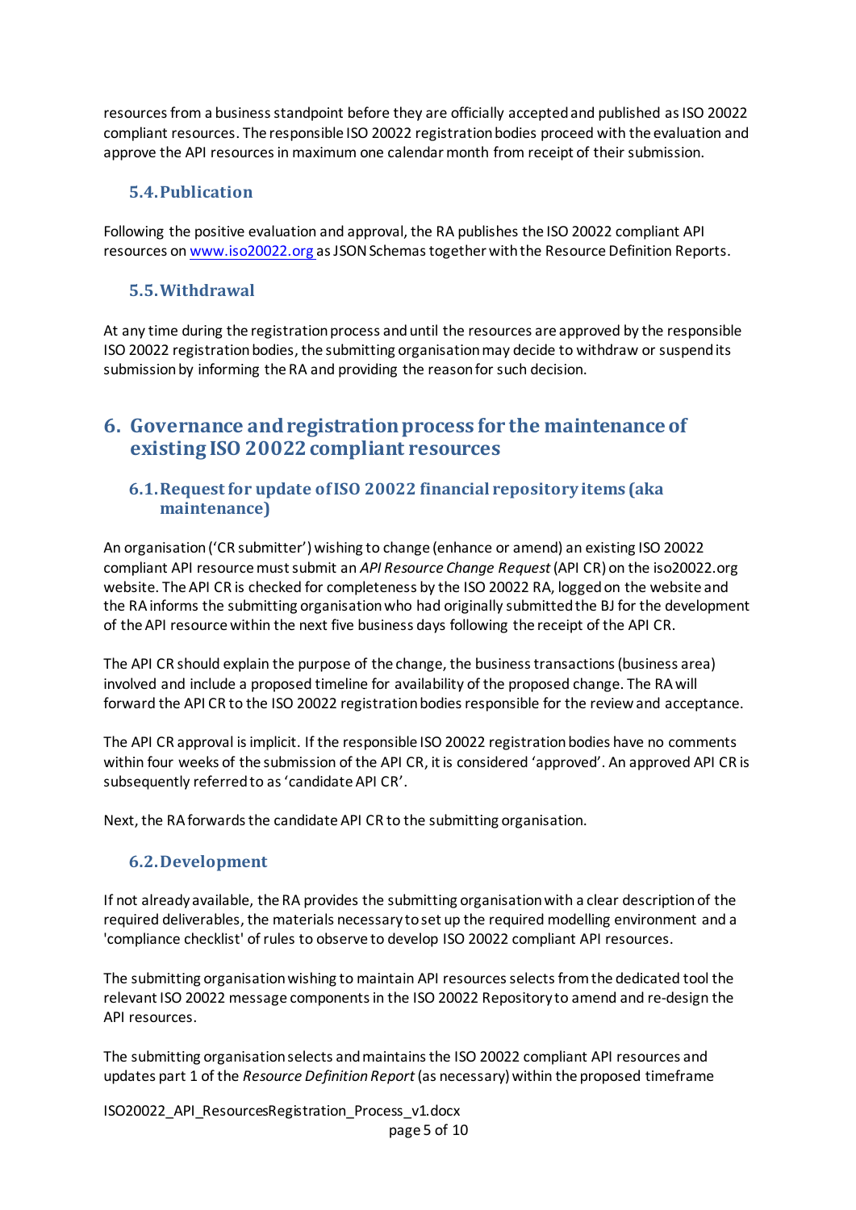resources from a business standpoint before they are officially accepted and published as ISO 20022 compliant resources. The responsible ISO 20022 registration bodies proceed with the evaluation and approve the API resources in maximum one calendar month from receipt of their submission.

### 5.4. Publication

Following the positive evaluation and approval, the RA publishes the ISO 20022 compliant API resources on www.iso20022.org as JSON Schemas together with the Resource Definition Reports.

### 5.5. Withdrawal

At any time during the registration process and until the resources are approved by the responsible ISO 20022 registration bodies, the submitting organisation may decide to withdraw or suspend its submission by informing the RA and providing the reason for such decision.

## 6. Governance and registration process for the maintenance of existing ISO 20022 compliant resources

### 6.1. Request for update of ISO 20022 financial repository items (aka maintenance)

An organisation ('CR submitter') wishing to change (enhance or amend) an existing ISO 20022 compliant API resource must submit an *API Resource Change Request* (API CR) on the iso20022.org website. The API CR is checked for completeness by the ISO 20022 RA, logged on the website and the RA informs the submitting organisation who had originally submitted the BJ for the development of the API resource within the next five business days following the receipt of the API CR.

The API CR should explain the purpose of the change, the business transactions (business area) involved and include a proposed timeline for availability of the proposed change. The RA will forward the API CR to the ISO 20022 registration bodies responsible for the review and acceptance.

The API CR approval is implicit. If the responsible ISO 20022 registration bodies have no comments within four weeks of the submission of the API CR, it is considered 'approved'. An approved API CR is subsequently referred to as 'candidate API CR'.

Next, the RA forwards the candidate API CR to the submitting organisation.

### 6.2. Development

If not already available, the RA provides the submitting organisation with a clear description of the required deliverables, the materials necessary to set up the required modelling environment and a 'compliance checklist' of rules to observe to develop ISO 20022 compliant API resources.

The submitting organisation wishing to maintain API resources selects from the dedicated tool the relevant ISO 20022 message components in the ISO 20022 Repository to amend and re-design the API resources.

The submitting organisation selects and maintains the ISO 20022 compliant API resources and updates part 1 of the *Resource Definition Report* (as necessary) within the proposed timeframe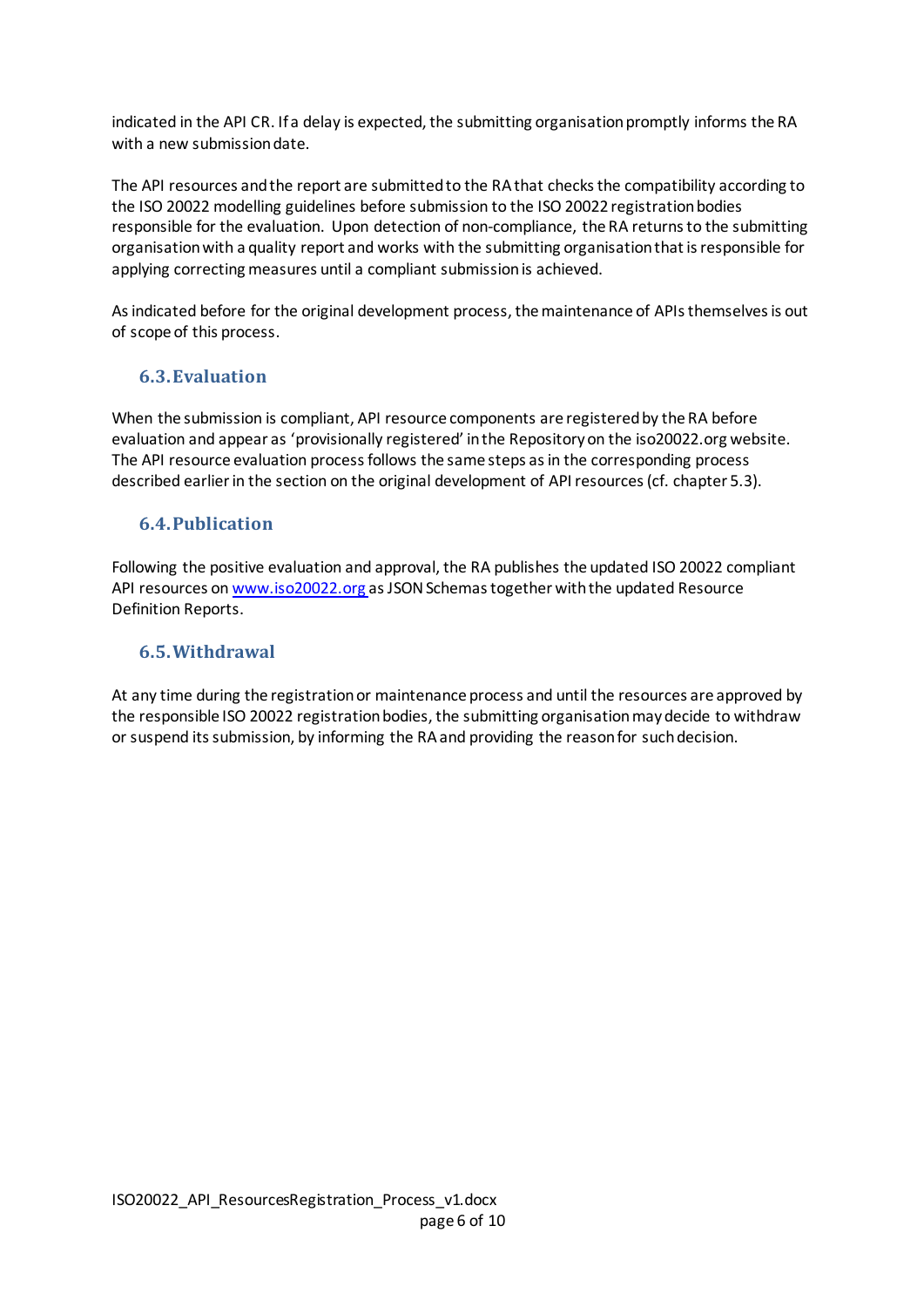indicated in the API CR. If a delay is expected, the submitting organisation promptly informs the RA with a new submission date.

The API resources and the report are submitted to the RA that checks the compatibility according to the ISO 20022 modelling guidelines before submission to the ISO 20022 registration bodies responsible for the evaluation. Upon detection of non-compliance, the RA returns to the submitting organisation with a quality report and works with the submitting organisation that is responsible for applying correcting measures until a compliant submission is achieved.

As indicated before for the original development process, the maintenance of APIs themselves is out of scope of this process.

## 6.3. Evaluation

When the submission is compliant, API resource components are registered by the RA before evaluation and appear as 'provisionally registered' in the Repository on the iso20022.org website. The API resource evaluation process follows the same steps as in the corresponding process described earlier in the section on the original development of API resources (cf. chapter 5.3).

## 6.4. Publication

Following the positive evaluation and approval, the RA publishes the updated ISO 20022 compliant API resources on [www.iso20022.org](www.iso20022.org) as JSON Schemas together with the updated Resource Definition Reports.

## 6.5. Withdrawal

At any time during the registration or maintenance process and until the resources are approved by the responsible ISO 20022 registration bodies, the submitting organisation may decide to withdraw or suspend its submission, by informing the RA and providing the reason for such decision.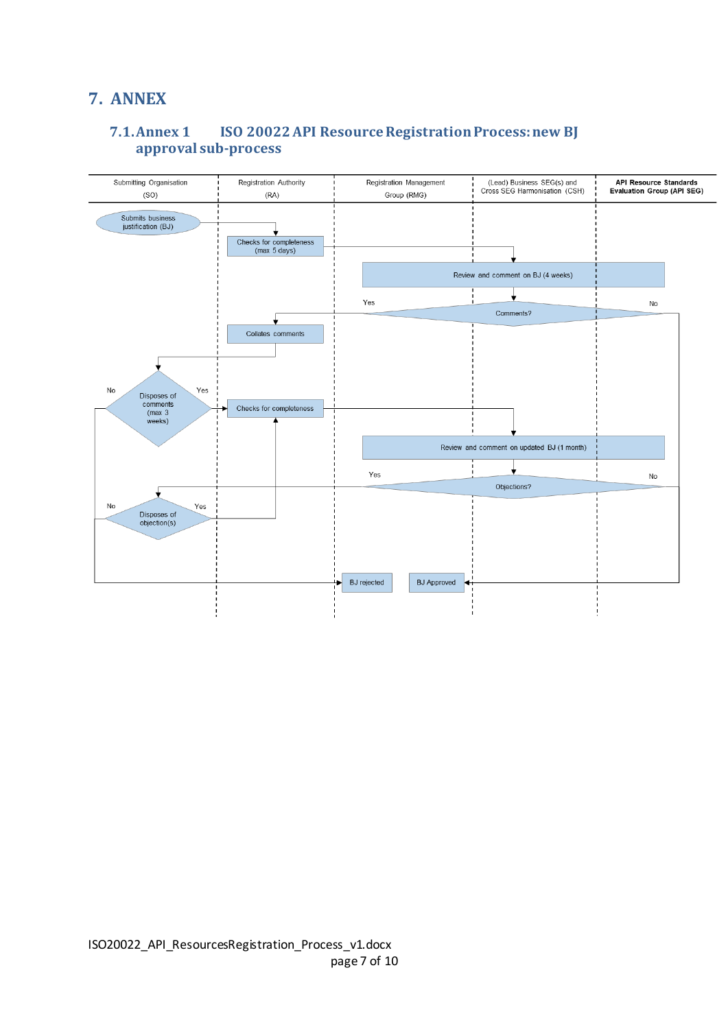# 7. ANNEX

## 7.1. Annex 1 ISO 20022 API Resource Registration Process: new BJ approval sub-process

| Submitting Organisation (SO) | Registration Authority (RA) | Registration Management Group (RMG) | (Lead) Business SEG(s) and Cross SEG Harmonisation (CSH) | API Resource Standards Evaluation Group (API SEG) |
| --- | --- | --- | --- | --- |

Submits business justification (BJ)

Checks for completeness (max 5 days)

Review and comment on BJ (4 weeks)

Comments? Yes / No

Collates comments

Disposes of comments (max 3 weeks) No / Yes

Checks for completeness

Review and comment on updated BJ (1 month)

Objections? Yes / No

Disposes of objection(s) No / Yes

BJ rejected

BJ Approved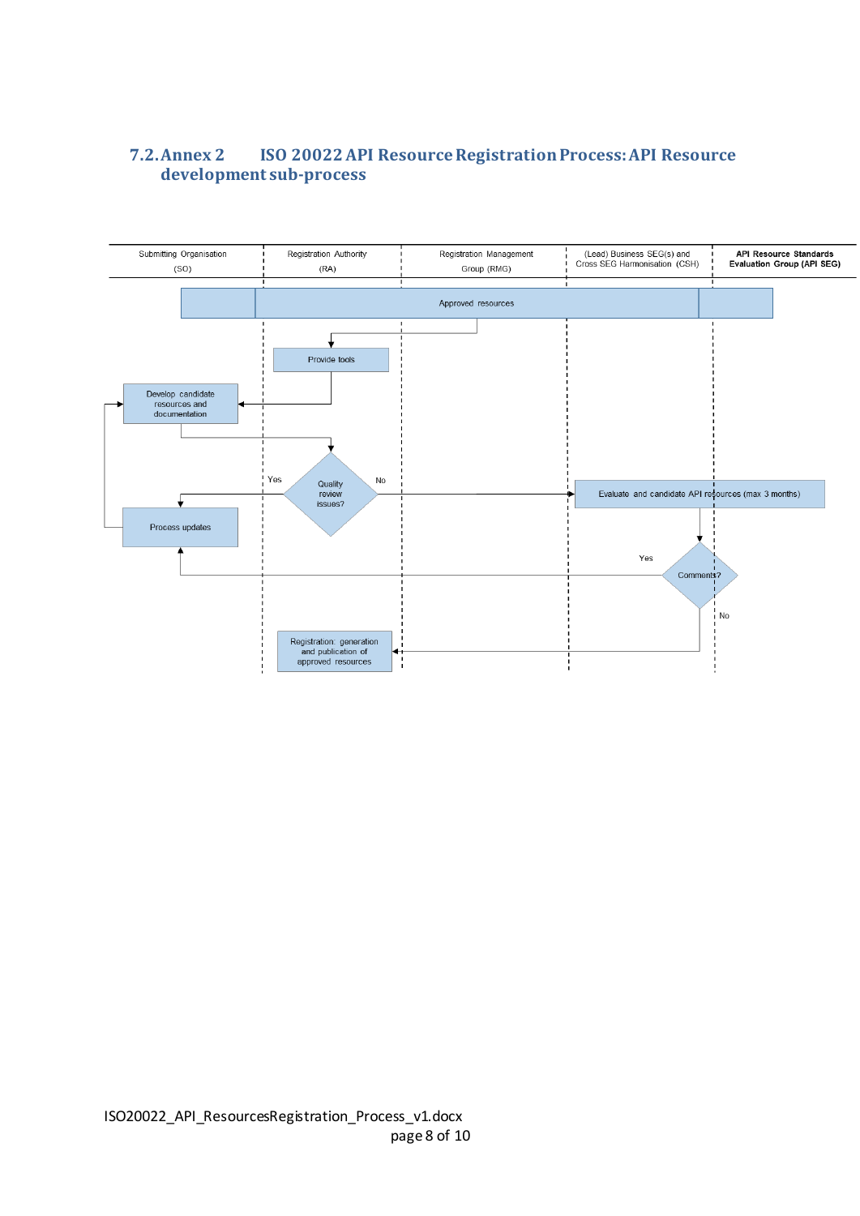## 7.2. Annex 2 ISO 20022 API Resource Registration Process: API Resource development sub-process

| Submitting Organisation (SO) | Registration Authority (RA) | Registration Management Group (RMG) | (Lead) Business SEG(s) and Cross SEG Harmonisation (CSH) | API Resource Standards Evaluation Group (API SEG) |
| --- | --- | --- | --- | --- |

- Approved resources
- Provide tools
- Develop candidate resources and documentation
- Quality review issues?
  - Yes → Process updates
  - No → Evaluate and candidate API resources (max 3 months)
- Comments?
  - Yes → Process updates
  - No → Registration: generation and publication of approved resources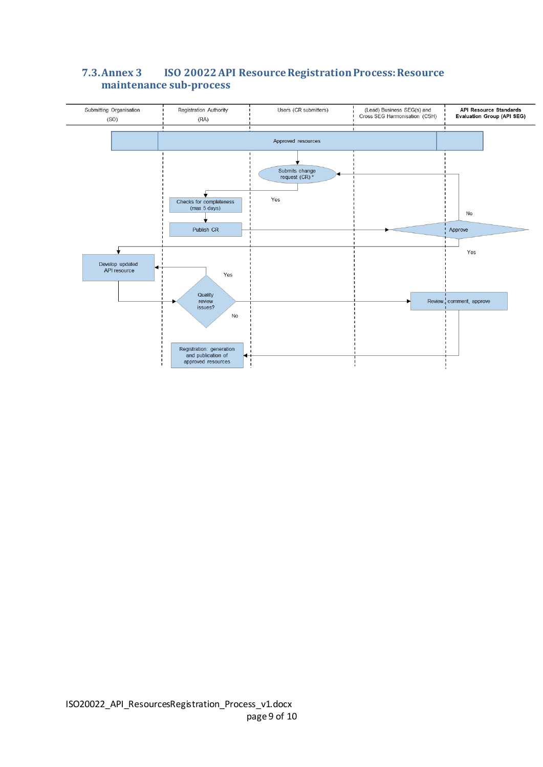## 7.3. Annex 3 ISO 20022 API Resource Registration Process: Resource maintenance sub-process

| Submitting Organisation (SO) | Registration Authority (RA) | Users (CR submitters) | (Lead) Business SEG(s) and Cross SEG Harmonisation (CSH) | API Resource Standards Evaluation Group (API SEG) |
| --- | --- | --- | --- | --- |

Approved resources

Submits change request (CR) *

Checks for completeness (max 5 days)

Yes

Publish CR

No

Approve

Yes

Develop updated API resource

Yes

Quality review issues?

No

Review, comment, approve

Registration: generation and publication of approved resources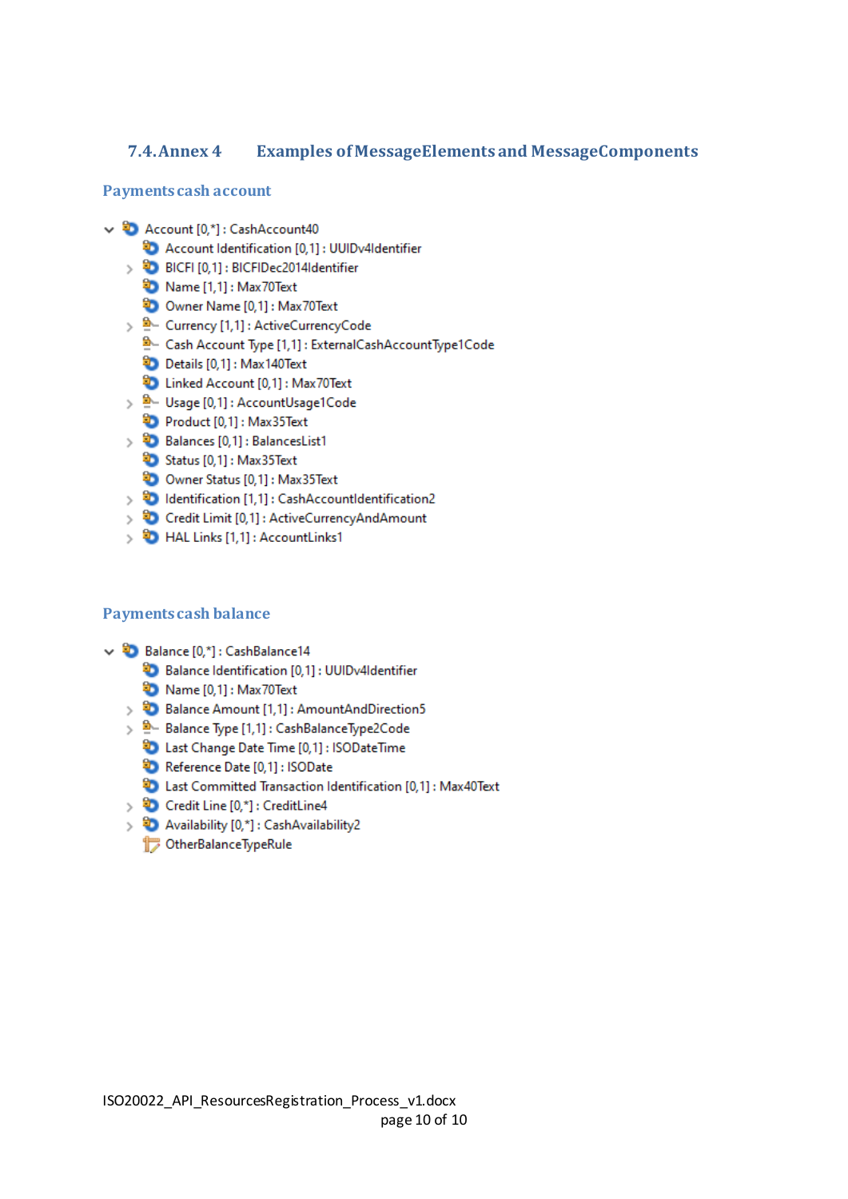## 7.4. Annex 4 Examples of MessageElements and MessageComponents

### Payments cash account

- Account [0,*] : CashAccount40
  - Account Identification [0,1] : UUIDv4Identifier
  - BICFI [0,1] : BICFIDec2014Identifier
  - Name [1,1] : Max70Text
  - Owner Name [0,1] : Max70Text
  - Currency [1,1] : ActiveCurrencyCode
  - Cash Account Type [1,1] : ExternalCashAccountType1Code
  - Details [0,1] : Max140Text
  - Linked Account [0,1] : Max70Text
  - Usage [0,1] : AccountUsage1Code
  - Product [0,1] : Max35Text
  - Balances [0,1] : BalancesList1
  - Status [0,1] : Max35Text
  - Owner Status [0,1] : Max35Text
  - Identification [1,1] : CashAccountIdentification2
  - Credit Limit [0,1] : ActiveCurrencyAndAmount
  - HAL Links [1,1] : AccountLinks1

### Payments cash balance

- Balance [0,*] : CashBalance14
  - Balance Identification [0,1] : UUIDv4Identifier
  - Name [0,1] : Max70Text
  - Balance Amount [1,1] : AmountAndDirection5
  - Balance Type [1,1] : CashBalanceType2Code
  - Last Change Date Time [0,1] : ISODateTime
  - Reference Date [0,1] : ISODate
  - Last Committed Transaction Identification [0,1] : Max40Text
  - Credit Line [0,*] : CreditLine4
  - Availability [0,*] : CashAvailability2
  - OtherBalanceTypeRule